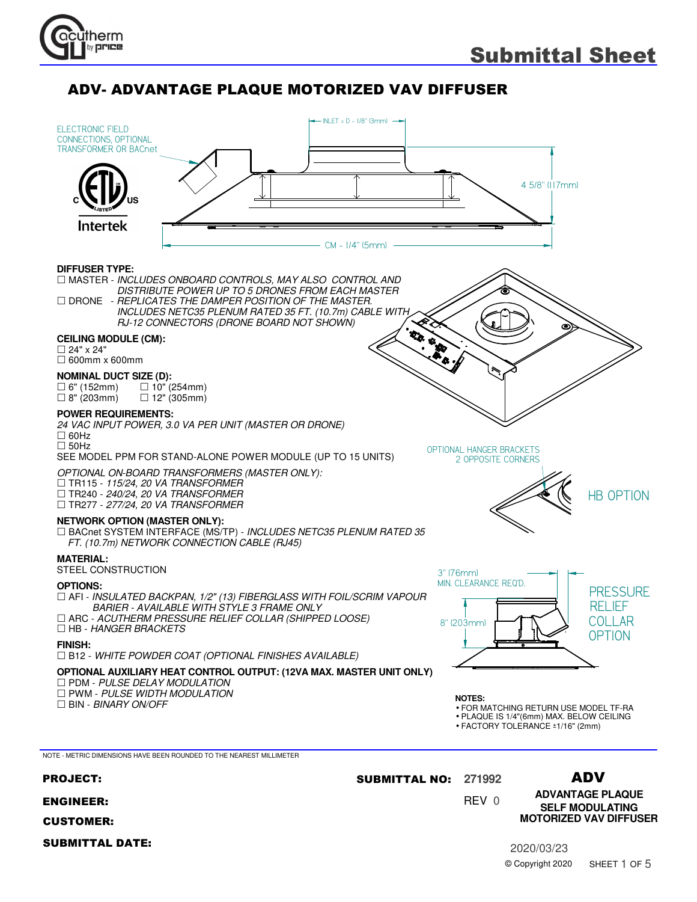# ADV- ADVANTAGE PLAQUE MOTORIZED VAV DIFFUSER

ELECTRONIC FIELD CONNECTIONS, OPTIONAL TRANSFORMER OR BACnet

INLET = D - 1/8" (3mm)

4 5/8" (117mm)

CM - 1/4" (5mm)

**DIFFUSER TYPE:**

☐ MASTER - *INCLUDES ONBOARD CONTROLS, MAY ALSO CONTROL AND DISTRIBUTE POWER UP TO 5 DRONES FROM EACH MASTER*
☐ DRONE - *REPLICATES THE DAMPER POSITION OF THE MASTER. INCLUDES NETC35 PLENUM RATED 35 FT. (10.7m) CABLE WITH RJ-12 CONNECTORS (DRONE BOARD NOT SHOWN)*

**CEILING MODULE (CM):**

☐ 24" x 24"
☐ 600mm x 600mm

**NOMINAL DUCT SIZE (D):**

☐ 6" (152mm) ☐ 10" (254mm)
☐ 8" (203mm) ☐ 12" (305mm)

**POWER REQUIREMENTS:**

*24 VAC INPUT POWER, 3.0 VA PER UNIT (MASTER OR DRONE)*
☐ 60Hz
☐ 50Hz
SEE MODEL PPM FOR STAND-ALONE POWER MODULE (UP TO 15 UNITS)

*OPTIONAL ON-BOARD TRANSFORMERS (MASTER ONLY):*
☐ TR115 - *115/24, 20 VA TRANSFORMER*
☐ TR240 - *240/24, 20 VA TRANSFORMER*
☐ TR277 - *277/24, 20 VA TRANSFORMER*

**NETWORK OPTION (MASTER ONLY):**

☐ BACnet SYSTEM INTERFACE (MS/TP) - *INCLUDES NETC35 PLENUM RATED 35 FT. (10.7m) NETWORK CONNECTION CABLE (RJ45)*

**MATERIAL:**

STEEL CONSTRUCTION

**OPTIONS:**

☐ AFI - *INSULATED BACKPAN, 1/2" (13) FIBERGLASS WITH FOIL/SCRIM VAPOUR BARIER - AVAILABLE WITH STYLE 3 FRAME ONLY*
☐ ARC - *ACUTHERM PRESSURE RELIEF COLLAR (SHIPPED LOOSE)*
☐ HB - *HANGER BRACKETS*

**FINISH:**

☐ B12 - *WHITE POWDER COAT (OPTIONAL FINISHES AVAILABLE)*

**OPTIONAL AUXILIARY HEAT CONTROL OUTPUT: (12VA MAX. MASTER UNIT ONLY)**

☐ PDM - *PULSE DELAY MODULATION*
☐ PWM - *PULSE WIDTH MODULATION*
☐ BIN - *BINARY ON/OFF*

OPTIONAL HANGER BRACKETS 2 OPPOSITE CORNERS

HB OPTION

3" (76mm) MIN. CLEARANCE REQ'D.

8" (203mm)

PRESSURE RELIEF COLLAR OPTION

**NOTES:**

- FOR MATCHING RETURN USE MODEL TF-RA
- PLAQUE IS 1/4"(6mm) MAX. BELOW CEILING
- FACTORY TOLERANCE ±1/16" (2mm)

NOTE - METRIC DIMENSIONS HAVE BEEN ROUNDED TO THE NEAREST MILLIMETER

**PROJECT:**

**ENGINEER:**

**CUSTOMER:**

**SUBMITTAL DATE:**

**SUBMITTAL NO:** 271992

REV 0

**ADV**

**ADVANTAGE PLAQUE SELF MODULATING MOTORIZED VAV DIFFUSER**

2020/03/23

© Copyright 2020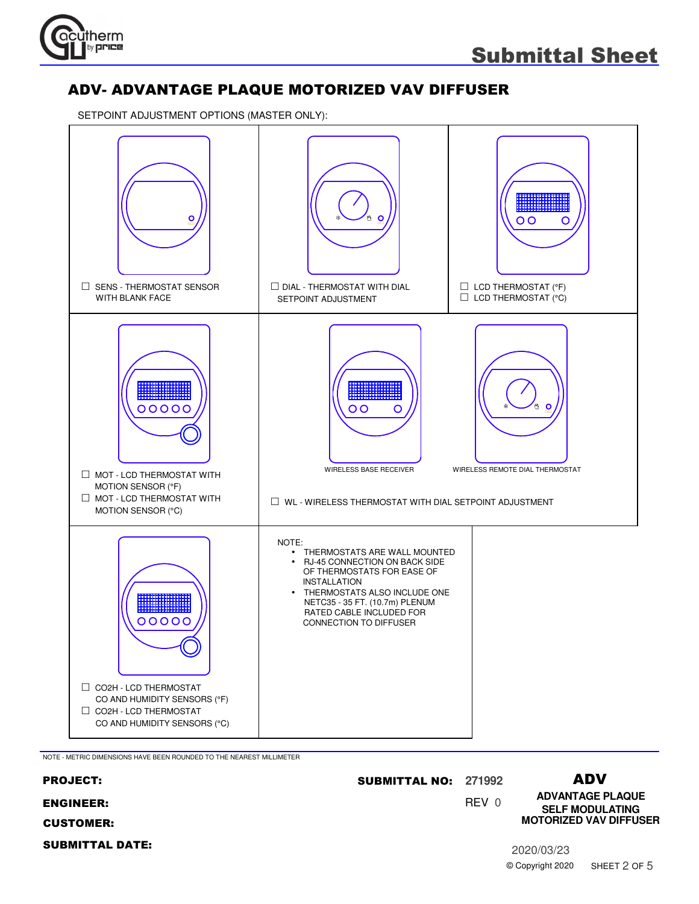# Submittal Sheet

## ADV- ADVANTAGE PLAQUE MOTORIZED VAV DIFFUSER

SETPOINT ADJUSTMENT OPTIONS (MASTER ONLY):

☐ SENS - THERMOSTAT SENSOR WITH BLANK FACE

☐ DIAL - THERMOSTAT WITH DIAL SETPOINT ADJUSTMENT

☐ LCD THERMOSTAT (°F)
☐ LCD THERMOSTAT (°C)

☐ MOT - LCD THERMOSTAT WITH MOTION SENSOR (°F)
☐ MOT - LCD THERMOSTAT WITH MOTION SENSOR (°C)

WIRELESS BASE RECEIVER

WIRELESS REMOTE DIAL THERMOSTAT

☐ WL - WIRELESS THERMOSTAT WITH DIAL SETPOINT ADJUSTMENT

☐ CO2H - LCD THERMOSTAT CO AND HUMIDITY SENSORS (°F)
☐ CO2H - LCD THERMOSTAT CO AND HUMIDITY SENSORS (°C)

NOTE:
- THERMOSTATS ARE WALL MOUNTED
- RJ-45 CONNECTION ON BACK SIDE OF THERMOSTATS FOR EASE OF INSTALLATION
- THERMOSTATS ALSO INCLUDE ONE NETC35 - 35 FT. (10.7m) PLENUM RATED CABLE INCLUDED FOR CONNECTION TO DIFFUSER

NOTE - METRIC DIMENSIONS HAVE BEEN ROUNDED TO THE NEAREST MILLIMETER

**PROJECT:**

**ENGINEER:**

**CUSTOMER:**

**SUBMITTAL DATE:**

**SUBMITTAL NO:** 271992

REV 0

**ADV**

**ADVANTAGE PLAQUE SELF MODULATING MOTORIZED VAV DIFFUSER**

2020/03/23

© Copyright 2020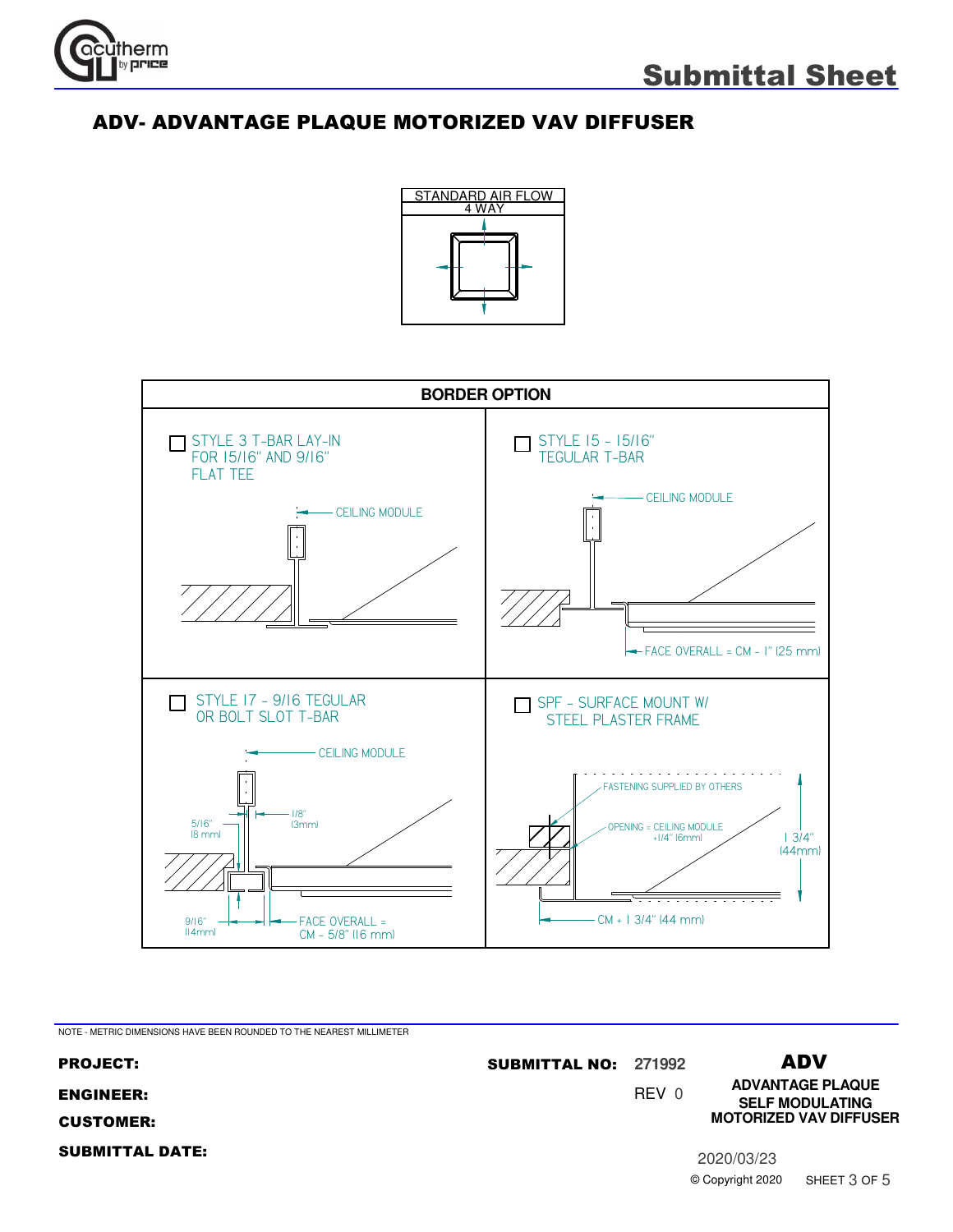# Submittal Sheet

## ADV- ADVANTAGE PLAQUE MOTORIZED VAV DIFFUSER

| STANDARD AIR FLOW |
|---|
| 4 WAY |

| BORDER OPTION | |
|---|---|
| ☐ STYLE 3 T-BAR LAY-IN FOR 15/16" AND 9/16" FLAT TEE<br>CEILING MODULE | ☐ STYLE 15 - 15/16" TEGULAR T-BAR<br>CEILING MODULE<br>FACE OVERALL = CM - 1" (25 mm) |
| ☐ STYLE 17 - 9/16 TEGULAR OR BOLT SLOT T-BAR<br>CEILING MODULE<br>5/16" (8 mm)<br>1/8" (3mm)<br>9/16" (14mm)<br>FACE OVERALL = CM - 5/8" (16 mm) | ☐ SPF - SURFACE MOUNT W/ STEEL PLASTER FRAME<br>FASTENING SUPPLIED BY OTHERS<br>OPENING = CEILING MODULE +1/4" (6mm)<br>1 3/4" (44mm)<br>CM + 1 3/4" (44 mm) |

NOTE - METRIC DIMENSIONS HAVE BEEN ROUNDED TO THE NEAREST MILLIMETER

**PROJECT:**

**ENGINEER:**

**CUSTOMER:**

**SUBMITTAL DATE:**

**SUBMITTAL NO:** 271992

REV 0

**ADV**

**ADVANTAGE PLAQUE SELF MODULATING MOTORIZED VAV DIFFUSER**

2020/03/23

© Copyright 2020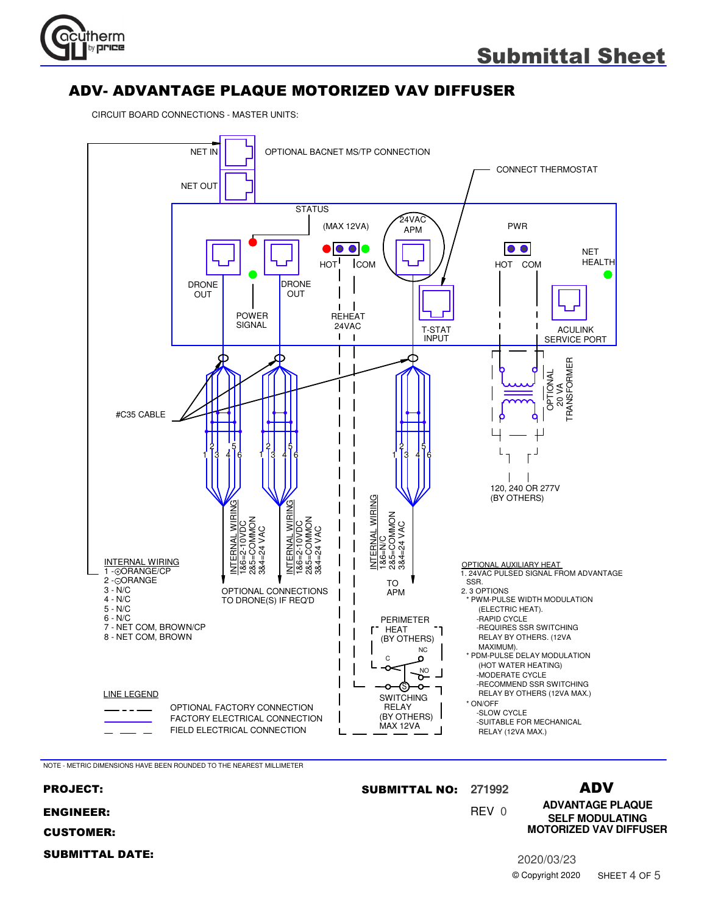# ADV- ADVANTAGE PLAQUE MOTORIZED VAV DIFFUSER

CIRCUIT BOARD CONNECTIONS - MASTER UNITS:

NET IN

NET OUT

OPTIONAL BACNET MS/TP CONNECTION

CONNECT THERMOSTAT

STATUS

(MAX 12VA)

24VAC APM

PWR

HOT COM

HOT COM

NET HEALTH

DRONE OUT

DRONE OUT

POWER SIGNAL

REHEAT 24VAC

T-STAT INPUT

ACULINK SERVICE PORT

OPTIONAL 20 VA TRANSFORMER

#C35 CABLE

120, 240 OR 277V (BY OTHERS)

INTERNAL WIRING
1&6=2-10VDC
2&5=COMMON
3&4=24 VAC

INTERNAL WIRING
1&6=2-10VDC
2&5=COMMON
3&4=24 VAC

INTERNAL WIRING
1&6=N/C
2&5=COMMON
3&4=24 VAC

INTERNAL WIRING
1 - ⊕ORANGE/CP
2 - ⊖ORANGE
3 - N/C
4 - N/C
5 - N/C
6 - N/C
7 - NET COM, BROWN/CP
8 - NET COM, BROWN

OPTIONAL CONNECTIONS TO DRONE(S) IF REQ'D

TO APM

PERIMETER HEAT (BY OTHERS)

NC

C

NO

S

SWITCHING RELAY (BY OTHERS) MAX 12VA

OPTIONAL AUXILIARY HEAT
1. 24VAC PULSED SIGNAL FROM ADVANTAGE SSR.
2. 3 OPTIONS
  * PWM-PULSE WIDTH MODULATION (ELECTRIC HEAT).
    -RAPID CYCLE
    -REQUIRES SSR SWITCHING RELAY BY OTHERS. (12VA MAXIMUM).
  * PDM-PULSE DELAY MODULATION (HOT WATER HEATING)
    -MODERATE CYCLE
    -RECOMMEND SSR SWITCHING RELAY BY OTHERS (12VA MAX.)
  * ON/OFF
    -SLOW CYCLE
    -SUITABLE FOR MECHANICAL RELAY (12VA MAX.)

LINE LEGEND

| Line | Description |
|---|---|
| — - - — | OPTIONAL FACTORY CONNECTION |
| ——— (blue) | FACTORY ELECTRICAL CONNECTION |
| — — — | FIELD ELECTRICAL CONNECTION |

NOTE - METRIC DIMENSIONS HAVE BEEN ROUNDED TO THE NEAREST MILLIMETER

**PROJECT:**

**ENGINEER:**

**CUSTOMER:**

**SUBMITTAL DATE:**

**SUBMITTAL NO:** 271992

REV 0

**ADV**

**ADVANTAGE PLAQUE SELF MODULATING MOTORIZED VAV DIFFUSER**

2020/03/23

© Copyright 2020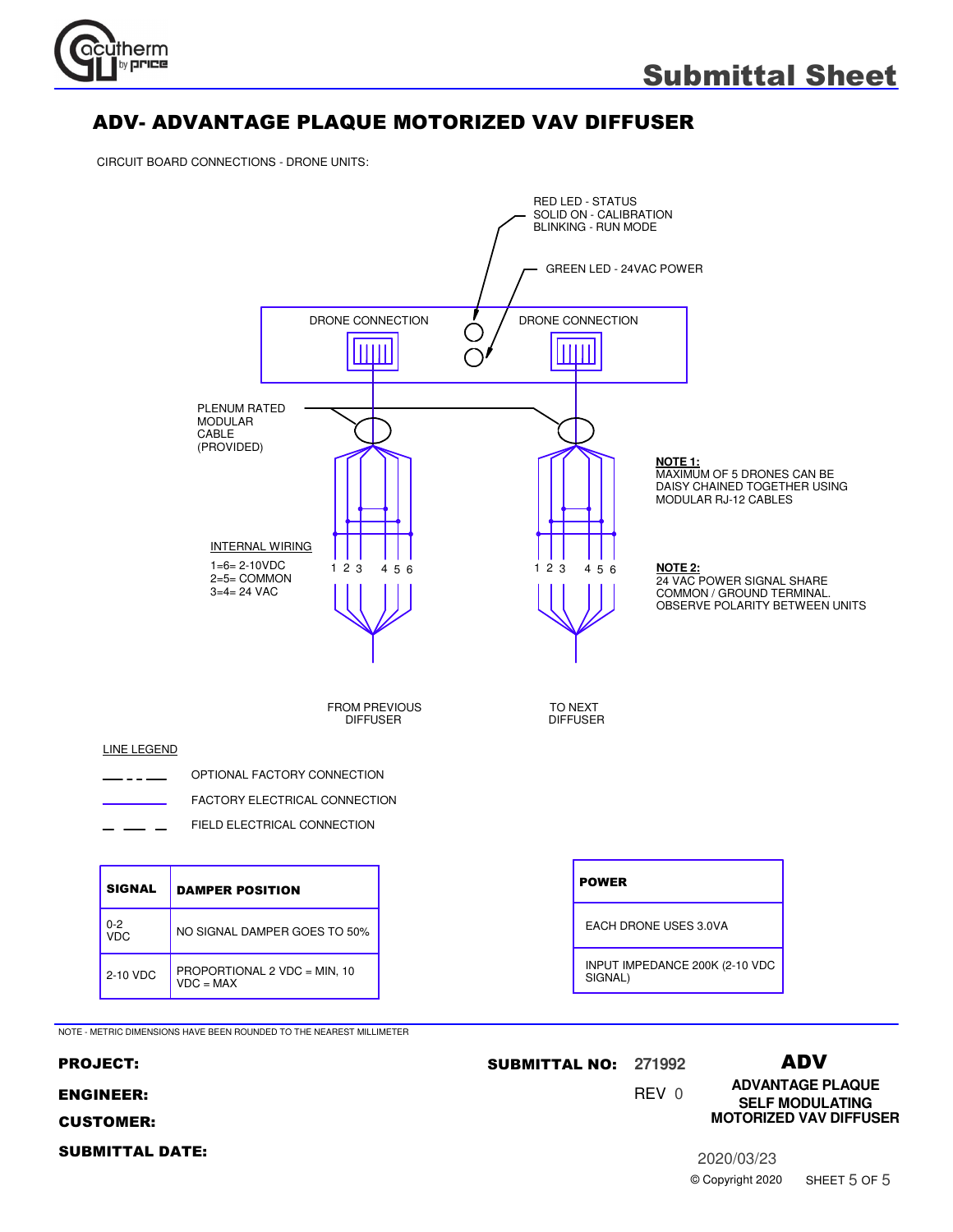# Submittal Sheet

## ADV- ADVANTAGE PLAQUE MOTORIZED VAV DIFFUSER

CIRCUIT BOARD CONNECTIONS - DRONE UNITS:

RED LED - STATUS
SOLID ON - CALIBRATION
BLINKING - RUN MODE

GREEN LED - 24VAC POWER

DRONE CONNECTION

DRONE CONNECTION

PLENUM RATED MODULAR CABLE (PROVIDED)

INTERNAL WIRING
1=6= 2-10VDC
2=5= COMMON
3=4= 24 VAC

1 2 3 4 5 6

1 2 3 4 5 6

FROM PREVIOUS DIFFUSER

TO NEXT DIFFUSER

**NOTE 1:**
MAXIMUM OF 5 DRONES CAN BE DAISY CHAINED TOGETHER USING MODULAR RJ-12 CABLES

**NOTE 2:**
24 VAC POWER SIGNAL SHARE COMMON / GROUND TERMINAL. OBSERVE POLARITY BETWEEN UNITS

LINE LEGEND

- OPTIONAL FACTORY CONNECTION
- FACTORY ELECTRICAL CONNECTION
- FIELD ELECTRICAL CONNECTION

| SIGNAL | DAMPER POSITION |
|---|---|
| 0-2 VDC | NO SIGNAL DAMPER GOES TO 50% |
| 2-10 VDC | PROPORTIONAL 2 VDC = MIN, 10 VDC = MAX |

| POWER |
|---|
| EACH DRONE USES 3.0VA |
| INPUT IMPEDANCE 200K (2-10 VDC SIGNAL) |

NOTE - METRIC DIMENSIONS HAVE BEEN ROUNDED TO THE NEAREST MILLIMETER

**PROJECT:**

**ENGINEER:**

**CUSTOMER:**

**SUBMITTAL DATE:**

**SUBMITTAL NO:** 271992

REV 0

**ADV**

**ADVANTAGE PLAQUE SELF MODULATING MOTORIZED VAV DIFFUSER**

2020/03/23

© Copyright 2020